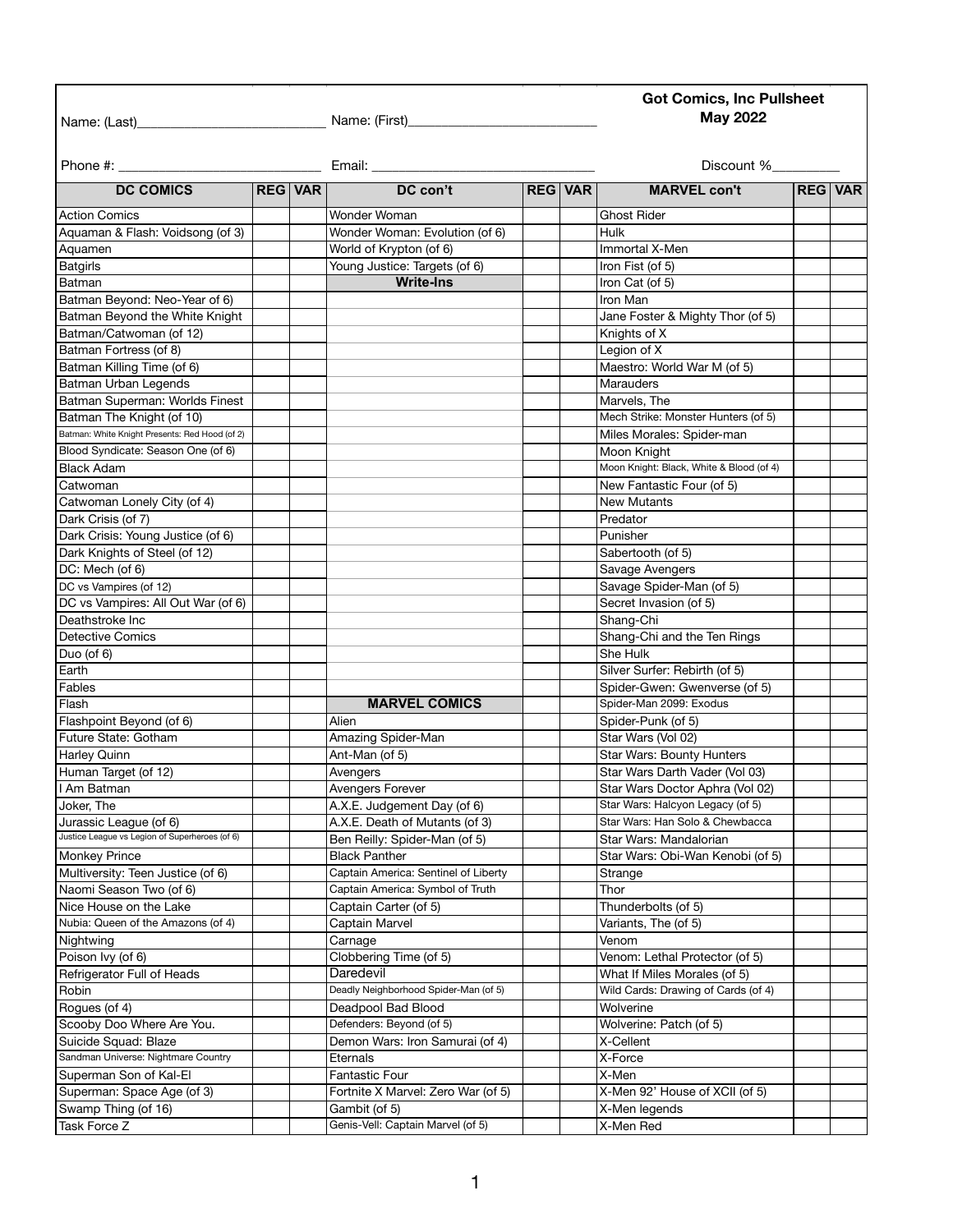**Got Comics, Inc Pullsheet**
**May 2022**

Name: (Last)__________________________ Name: (First)__________________________

Phone #: ____________________________ Email: ______________________________ Discount %_________

| DC COMICS | REG | VAR | DC con't | REG | VAR | MARVEL con't | REG | VAR |
|---|---|---|---|---|---|---|---|---|
| Action Comics | | | Wonder Woman | | | Ghost Rider | | |
| Aquaman & Flash: Voidsong (of 3) | | | Wonder Woman: Evolution (of 6) | | | Hulk | | |
| Aquamen | | | World of Krypton (of 6) | | | Immortal X-Men | | |
| Batgirls | | | Young Justice: Targets (of 6) | | | Iron Fist (of 5) | | |
| Batman | | | **Write-Ins** | | | Iron Cat (of 5) | | |
| Batman Beyond: Neo-Year of 6) | | | | | | Iron Man | | |
| Batman Beyond the White Knight | | | | | | Jane Foster & Mighty Thor (of 5) | | |
| Batman/Catwoman (of 12) | | | | | | Knights of X | | |
| Batman Fortress (of 8) | | | | | | Legion of X | | |
| Batman Killing Time (of 6) | | | | | | Maestro: World War M (of 5) | | |
| Batman Urban Legends | | | | | | Marauders | | |
| Batman Superman: Worlds Finest | | | | | | Marvels, The | | |
| Batman The Knight (of 10) | | | | | | Mech Strike: Monster Hunters (of 5) | | |
| Batman: White Knight Presents: Red Hood (of 2) | | | | | | Miles Morales: Spider-man | | |
| Blood Syndicate: Season One (of 6) | | | | | | Moon Knight | | |
| Black Adam | | | | | | Moon Knight: Black, White & Blood (of 4) | | |
| Catwoman | | | | | | New Fantastic Four (of 5) | | |
| Catwoman Lonely City (of 4) | | | | | | New Mutants | | |
| Dark Crisis (of 7) | | | | | | Predator | | |
| Dark Crisis: Young Justice (of 6) | | | | | | Punisher | | |
| Dark Knights of Steel (of 12) | | | | | | Sabertooth (of 5) | | |
| DC: Mech (of 6) | | | | | | Savage Avengers | | |
| DC vs Vampires (of 12) | | | | | | Savage Spider-Man (of 5) | | |
| DC vs Vampires: All Out War (of 6) | | | | | | Secret Invasion (of 5) | | |
| Deathstroke Inc | | | | | | Shang-Chi | | |
| Detective Comics | | | | | | Shang-Chi and the Ten Rings | | |
| Duo (of 6) | | | | | | She Hulk | | |
| Earth | | | | | | Silver Surfer: Rebirth (of 5) | | |
| Fables | | | | | | Spider-Gwen: Gwenverse (of 5) | | |
| Flash | | | **MARVEL COMICS** | | | Spider-Man 2099: Exodus | | |
| Flashpoint Beyond (of 6) | | | Alien | | | Spider-Punk (of 5) | | |
| Future State: Gotham | | | Amazing Spider-Man | | | Star Wars (Vol 02) | | |
| Harley Quinn | | | Ant-Man (of 5) | | | Star Wars: Bounty Hunters | | |
| Human Target (of 12) | | | Avengers | | | Star Wars Darth Vader (Vol 03) | | |
| I Am Batman | | | Avengers Forever | | | Star Wars Doctor Aphra (Vol 02) | | |
| Joker, The | | | A.X.E. Judgement Day (of 6) | | | Star Wars: Halcyon Legacy (of 5) | | |
| Jurassic League (of 6) | | | A.X.E. Death of Mutants (of 3) | | | Star Wars: Han Solo & Chewbacca | | |
| Justice League vs Legion of Superheroes (of 6) | | | Ben Reilly: Spider-Man (of 5) | | | Star Wars: Mandalorian | | |
| Monkey Prince | | | Black Panther | | | Star Wars: Obi-Wan Kenobi (of 5) | | |
| Multiversity: Teen Justice (of 6) | | | Captain America: Sentinel of Liberty | | | Strange | | |
| Naomi Season Two (of 6) | | | Captain America: Symbol of Truth | | | Thor | | |
| Nice House on the Lake | | | Captain Carter (of 5) | | | Thunderbolts (of 5) | | |
| Nubia: Queen of the Amazons (of 4) | | | Captain Marvel | | | Variants, The (of 5) | | |
| Nightwing | | | Carnage | | | Venom | | |
| Poison Ivy (of 6) | | | Clobbering Time (of 5) | | | Venom: Lethal Protector (of 5) | | |
| Refrigerator Full of Heads | | | Daredevil | | | What If Miles Morales (of 5) | | |
| Robin | | | Deadly Neighborhood Spider-Man (of 5) | | | Wild Cards: Drawing of Cards (of 4) | | |
| Rogues (of 4) | | | Deadpool Bad Blood | | | Wolverine | | |
| Scooby Doo Where Are You. | | | Defenders: Beyond (of 5) | | | Wolverine: Patch (of 5) | | |
| Suicide Squad: Blaze | | | Demon Wars: Iron Samurai (of 4) | | | X-Cellent | | |
| Sandman Universe: Nightmare Country | | | Eternals | | | X-Force | | |
| Superman Son of Kal-El | | | Fantastic Four | | | X-Men | | |
| Superman: Space Age (of 3) | | | Fortnite X Marvel: Zero War (of 5) | | | X-Men 92' House of XCII (of 5) | | |
| Swamp Thing (of 16) | | | Gambit (of 5) | | | X-Men legends | | |
| Task Force Z | | | Genis-Vell: Captain Marvel (of 5) | | | X-Men Red | | |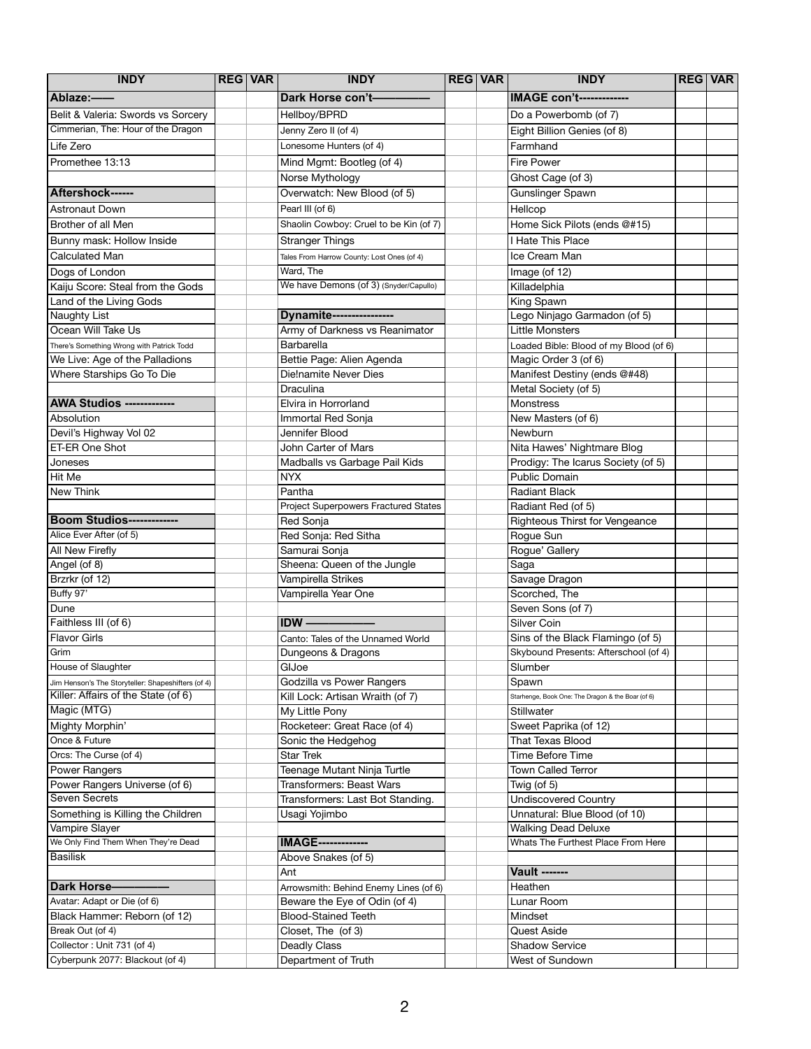| INDY | REG | VAR | INDY | REG | VAR | INDY | REG | VAR |
|---|---|---|---|---|---|---|---|---|
| **Ablaze:——** | | | **Dark Horse con't—————** | | | **IMAGE con't-------------** | | |
| Belit & Valeria: Swords vs Sorcery | | | Hellboy/BPRD | | | Do a Powerbomb (of 7) | | |
| Cimmerian, The: Hour of the Dragon | | | Jenny Zero II (of 4) | | | Eight Billion Genies (of 8) | | |
| Life Zero | | | Lonesome Hunters (of 4) | | | Farmhand | | |
| Promethee 13:13 | | | Mind Mgmt: Bootleg (of 4) | | | Fire Power | | |
| | | | Norse Mythology | | | Ghost Cage (of 3) | | |
| **Aftershock------** | | | Overwatch: New Blood (of 5) | | | Gunslinger Spawn | | |
| Astronaut Down | | | Pearl III (of 6) | | | Hellcop | | |
| Brother of all Men | | | Shaolin Cowboy: Cruel to be Kin (of 7) | | | Home Sick Pilots (ends @#15) | | |
| Bunny mask: Hollow Inside | | | Stranger Things | | | I Hate This Place | | |
| Calculated Man | | | Tales From Harrow County: Lost Ones (of 4) | | | Ice Cream Man | | |
| Dogs of London | | | Ward, The | | | Image (of 12) | | |
| Kaiju Score: Steal from the Gods | | | We have Demons (of 3) (Snyder/Capullo) | | | Killadelphia | | |
| Land of the Living Gods | | | | | | King Spawn | | |
| Naughty List | | | **Dynamite----------------** | | | Lego Ninjago Garmadon (of 5) | | |
| Ocean Will Take Us | | | Army of Darkness vs Reanimator | | | Little Monsters | | |
| There's Something Wrong with Patrick Todd | | | Barbarella | | | Loaded Bible: Blood of my Blood (of 6) | | |
| We Live: Age of the Palladions | | | Bettie Page: Alien Agenda | | | Magic Order 3 (of 6) | | |
| Where Starships Go To Die | | | Die!namite Never Dies | | | Manifest Destiny (ends @#48) | | |
| | | | Draculina | | | Metal Society (of 5) | | |
| **AWA Studios -------------** | | | Elvira in Horrorland | | | Monstress | | |
| Absolution | | | Immortal Red Sonja | | | New Masters (of 6) | | |
| Devil's Highway Vol 02 | | | Jennifer Blood | | | Newburn | | |
| ET-ER One Shot | | | John Carter of Mars | | | Nita Hawes' Nightmare Blog | | |
| Joneses | | | Madballs vs Garbage Pail Kids | | | Prodigy: The Icarus Society (of 5) | | |
| Hit Me | | | NYX | | | Public Domain | | |
| New Think | | | Pantha | | | Radiant Black | | |
| | | | Project Superpowers Fractured States | | | Radiant Red (of 5) | | |
| **Boom Studios-------------** | | | Red Sonja | | | Righteous Thirst for Vengeance | | |
| Alice Ever After (of 5) | | | Red Sonja: Red Sitha | | | Rogue Sun | | |
| All New Firefly | | | Samurai Sonja | | | Rogue' Gallery | | |
| Angel (of 8) | | | Sheena: Queen of the Jungle | | | Saga | | |
| Brzrkr (of 12) | | | Vampirella Strikes | | | Savage Dragon | | |
| Buffy 97' | | | Vampirella Year One | | | Scorched, The | | |
| Dune | | | | | | Seven Sons (of 7) | | |
| Faithless III (of 6) | | | **IDW ——————** | | | Silver Coin | | |
| Flavor Girls | | | Canto: Tales of the Unnamed World | | | Sins of the Black Flamingo (of 5) | | |
| Grim | | | Dungeons & Dragons | | | Skybound Presents: Afterschool (of 4) | | |
| House of Slaughter | | | GIJoe | | | Slumber | | |
| Jim Henson's The Storyteller: Shapeshifters (of 4) | | | Godzilla vs Power Rangers | | | Spawn | | |
| Killer: Affairs of the State (of 6) | | | Kill Lock: Artisan Wraith (of 7) | | | Starhenge, Book One: The Dragon & the Boar (of 6) | | |
| Magic (MTG) | | | My Little Pony | | | Stillwater | | |
| Mighty Morphin' | | | Rocketeer: Great Race (of 4) | | | Sweet Paprika (of 12) | | |
| Once & Future | | | Sonic the Hedgehog | | | That Texas Blood | | |
| Orcs: The Curse (of 4) | | | Star Trek | | | Time Before Time | | |
| Power Rangers | | | Teenage Mutant Ninja Turtle | | | Town Called Terror | | |
| Power Rangers Universe (of 6) | | | Transformers: Beast Wars | | | Twig (of 5) | | |
| Seven Secrets | | | Transformers: Last Bot Standing. | | | Undiscovered Country | | |
| Something is Killing the Children | | | Usagi Yojimbo | | | Unnatural: Blue Blood (of 10) | | |
| Vampire Slayer | | | | | | Walking Dead Deluxe | | |
| We Only Find Them When They're Dead | | | **IMAGE-------------** | | | Whats The Furthest Place From Here | | |
| Basilisk | | | Above Snakes (of 5) | | | | | |
| | | | Ant | | | **Vault -------** | | |
| **Dark Horse—————** | | | Arrowsmith: Behind Enemy Lines (of 6) | | | Heathen | | |
| Avatar: Adapt or Die (of 6) | | | Beware the Eye of Odin (of 4) | | | Lunar Room | | |
| Black Hammer: Reborn (of 12) | | | Blood-Stained Teeth | | | Mindset | | |
| Break Out (of 4) | | | Closet, The (of 3) | | | Quest Aside | | |
| Collector : Unit 731 (of 4) | | | Deadly Class | | | Shadow Service | | |
| Cyberpunk 2077: Blackout (of 4) | | | Department of Truth | | | West of Sundown | | |